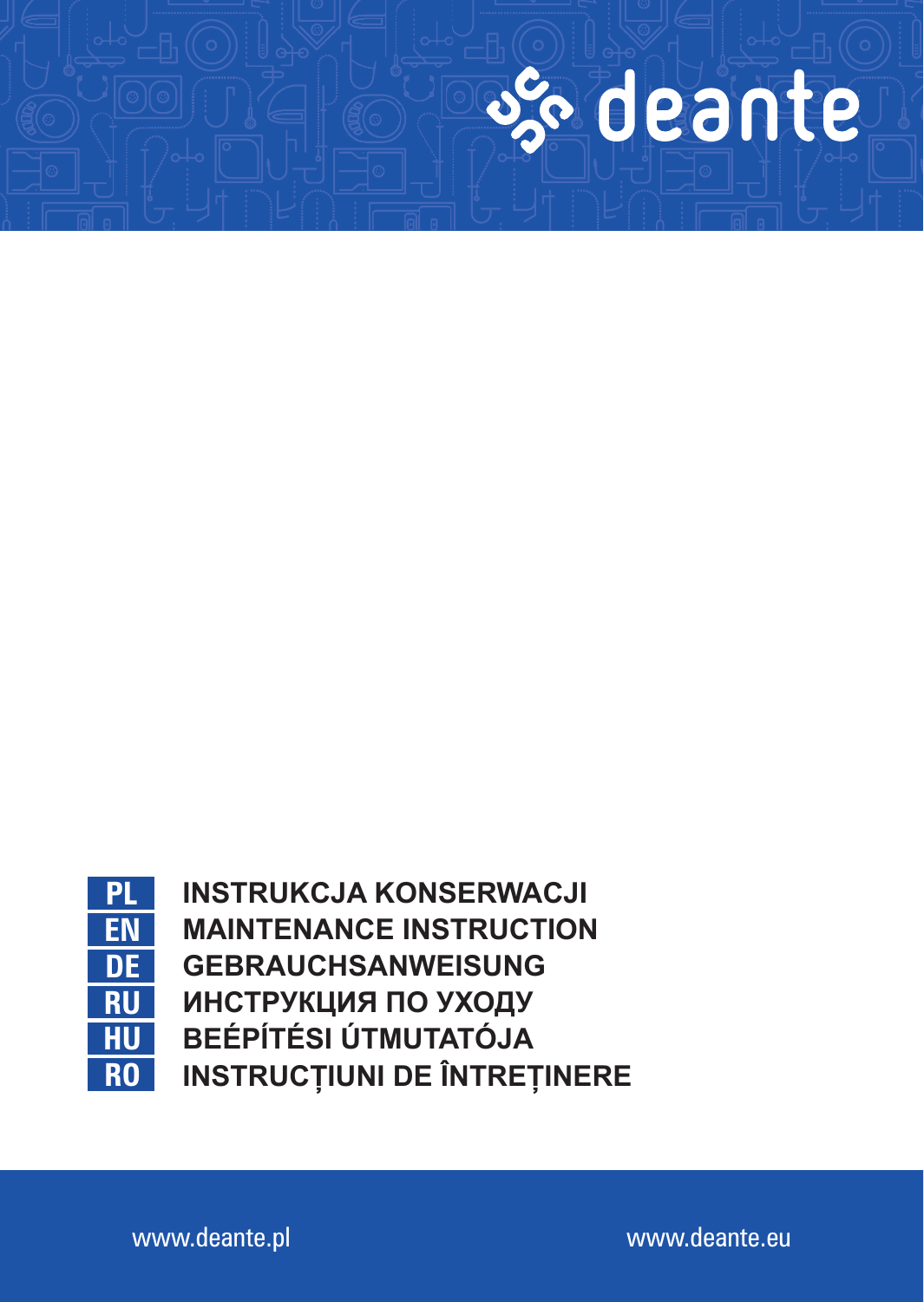# deante

**PL** **INSTRUKCJA KONSERWACJI**
**EN** **MAINTENANCE INSTRUCTION**
**DE** **GEBRAUCHSANWEISUNG**
**RU** **ИНСТРУКЦИЯ ПО УХОДУ**
**HU** **BEÉPÍTÉSI ÚTMUTATÓJA**
**RO** **INSTRUCȚIUNI DE ÎNTREȚINERE**

www.deante.pl www.deante.eu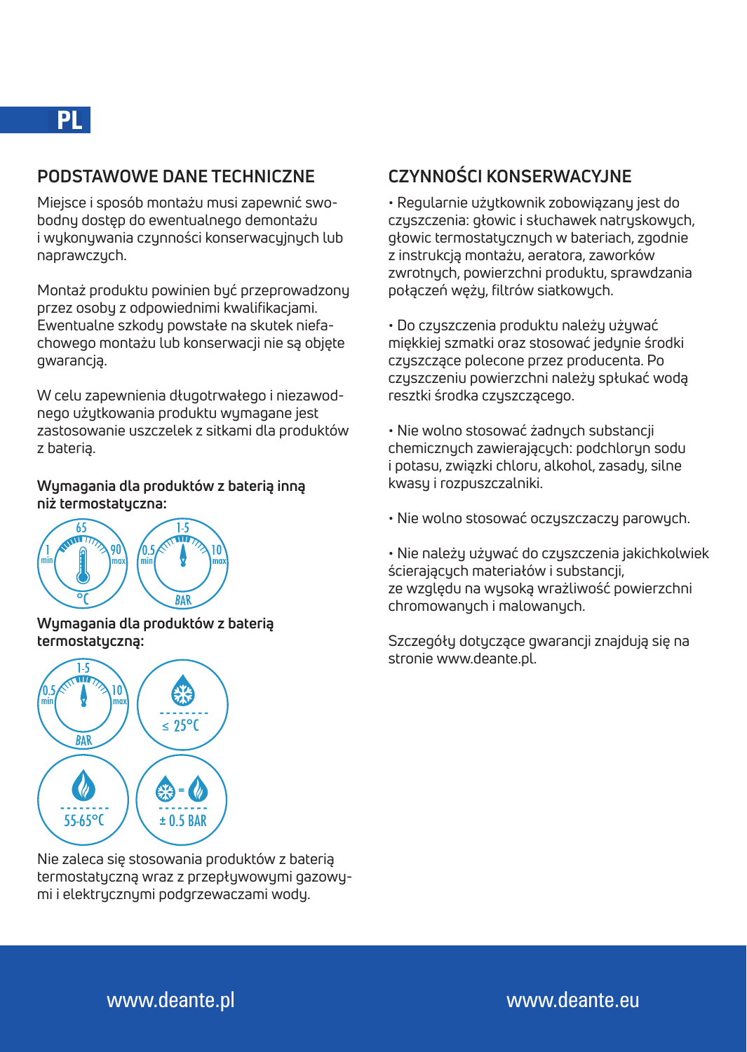PL

## PODSTAWOWE DANE TECHNICZNE

Miejsce i sposób montażu musi zapewnić swobodny dostęp do ewentualnego demontażu i wykonywania czynności konserwacyjnych lub naprawczych.

Montaż produktu powinien być przeprowadzony przez osoby z odpowiednimi kwalifikacjami. Ewentualne szkody powstałe na skutek niefachowego montażu lub konserwacji nie są objęte gwarancją.

W celu zapewnienia długotrwałego i niezawodnego użytkowania produktu wymagane jest zastosowanie uszczelek z sitkami dla produktów z baterią.

**Wymagania dla produktów z baterią inną niż termostatyczna:**

65
1 min
90 max
°C

1-5
0.5 min
10 max
BAR

**Wymagania dla produktów z baterią termostatyczną:**

1-5
0.5 min
10 max
BAR

≤ 25°C

55-65°C

± 0.5 BAR

Nie zaleca się stosowania produktów z baterią termostatyczną wraz z przepływowymi gazowymi i elektrycznymi podgrzewaczami wody.

## CZYNNOŚCI KONSERWACYJNE

- Regularnie użytkownik zobowiązany jest do czyszczenia: głowic i słuchawek natryskowych, głowic termostatycznych w bateriach, zgodnie z instrukcją montażu, aeratora, zaworków zwrotnych, powierzchni produktu, sprawdzania połączeń węży, filtrów siatkowych.

- Do czyszczenia produktu należy używać miękkiej szmatki oraz stosować jedynie środki czyszczące polecone przez producenta. Po czyszczeniu powierzchni należy spłukać wodą resztki środka czyszczącego.

- Nie wolno stosować żadnych substancji chemicznych zawierających: podchloryn sodu i potasu, związki chloru, alkohol, zasady, silne kwasy i rozpuszczalniki.

- Nie wolno stosować oczyszczaczy parowych.

- Nie należy używać do czyszczenia jakichkolwiek ścierających materiałów i substancji, ze względu na wysoką wrażliwość powierzchni chromowanych i malowanych.

Szczegóły dotyczące gwarancji znajdują się na stronie www.deante.pl.

www.deante.pl www.deante.eu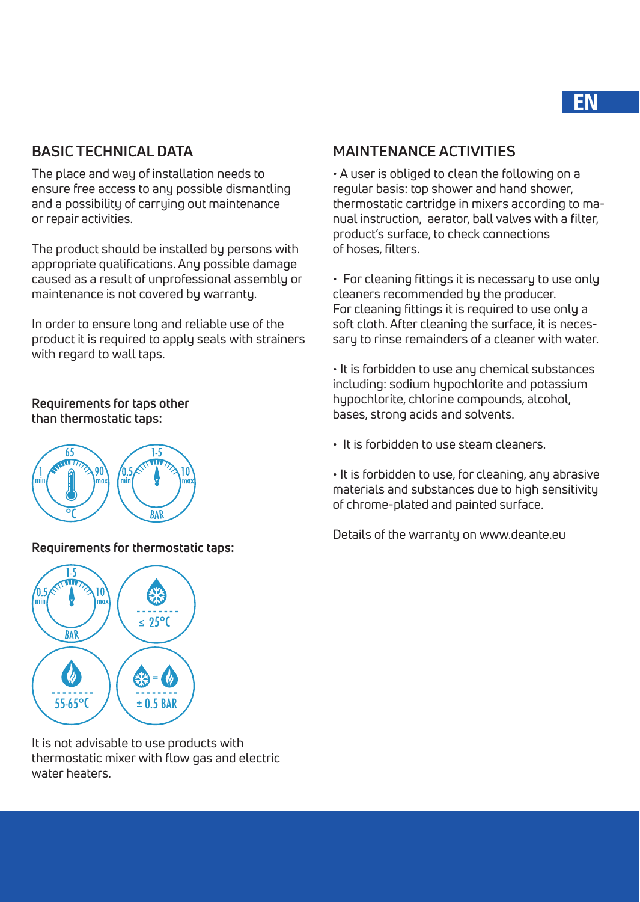## BASIC TECHNICAL DATA

The place and way of installation needs to ensure free access to any possible dismantling and a possibility of carrying out maintenance or repair activities.

The product should be installed by persons with appropriate qualifications. Any possible damage caused as a result of unprofessional assembly or maintenance is not covered by warranty.

In order to ensure long and reliable use of the product it is required to apply seals with strainers with regard to wall taps.

**Requirements for taps other than thermostatic taps:**

65
1 min
90 max
°C

1-5
0.5 min
10 max
BAR

**Requirements for thermostatic taps:**

1-5
0.5 min
10 max
BAR

≤ 25°C

55-65°C

± 0.5 BAR

It is not advisable to use products with thermostatic mixer with flow gas and electric water heaters.

## MAINTENANCE ACTIVITIES

- A user is obliged to clean the following on a regular basis: top shower and hand shower, thermostatic cartridge in mixers according to manual instruction, aerator, ball valves with a filter, product's surface, to check connections of hoses, filters.

- For cleaning fittings it is necessary to use only cleaners recommended by the producer. For cleaning fittings it is required to use only a soft cloth. After cleaning the surface, it is necessary to rinse remainders of a cleaner with water.

- It is forbidden to use any chemical substances including: sodium hypochlorite and potassium hypochlorite, chlorine compounds, alcohol, bases, strong acids and solvents.

- It is forbidden to use steam cleaners.

- It is forbidden to use, for cleaning, any abrasive materials and substances due to high sensitivity of chrome-plated and painted surface.

Details of the warranty on www.deante.eu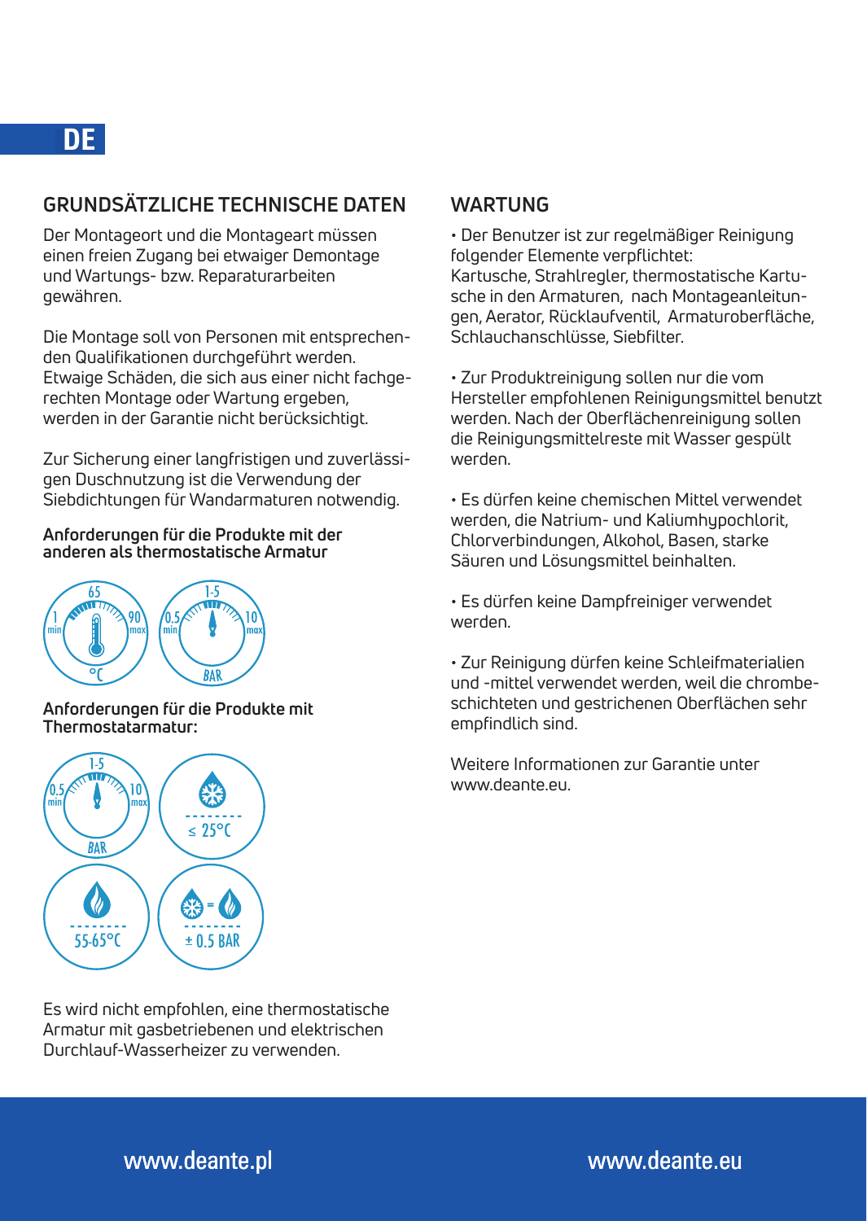DE

## GRUNDSÄTZLICHE TECHNISCHE DATEN

Der Montageort und die Montageart müssen einen freien Zugang bei etwaiger Demontage und Wartungs- bzw. Reparaturarbeiten gewähren.

Die Montage soll von Personen mit entsprechenden Qualifikationen durchgeführt werden. Etwaige Schäden, die sich aus einer nicht fachgerechten Montage oder Wartung ergeben, werden in der Garantie nicht berücksichtigt.

Zur Sicherung einer langfristigen und zuverlässigen Duschnutzung ist die Verwendung der Siebdichtungen für Wandarmaturen notwendig.

**Anforderungen für die Produkte mit der anderen als thermostatische Armatur**

65
1 min
90 max
°C

1-5
0.5 min
10 max
BAR

**Anforderungen für die Produkte mit Thermostatarmatur:**

1-5
0.5 min
10 max
BAR

≤ 25°C

55-65°C

± 0.5 BAR

Es wird nicht empfohlen, eine thermostatische Armatur mit gasbetriebenen und elektrischen Durchlauf-Wasserheizer zu verwenden.

## WARTUNG

- Der Benutzer ist zur regelmäßiger Reinigung folgender Elemente verpflichtet:
Kartusche, Strahlregler, thermostatische Kartusche in den Armaturen, nach Montageanleitungen, Aerator, Rücklaufventil, Armaturoberfläche, Schlauchanschlüsse, Siebfilter.

- Zur Produktreinigung sollen nur die vom Hersteller empfohlenen Reinigungsmittel benutzt werden. Nach der Oberflächenreinigung sollen die Reinigungsmittelreste mit Wasser gespült werden.

- Es dürfen keine chemischen Mittel verwendet werden, die Natrium- und Kaliumhypochlorit, Chlorverbindungen, Alkohol, Basen, starke Säuren und Lösungsmittel beinhalten.

- Es dürfen keine Dampfreiniger verwendet werden.

- Zur Reinigung dürfen keine Schleifmaterialien und -mittel verwendet werden, weil die chrombeschichteten und gestrichenen Oberflächen sehr empfindlich sind.

Weitere Informationen zur Garantie unter www.deante.eu.

www.deante.pl www.deante.eu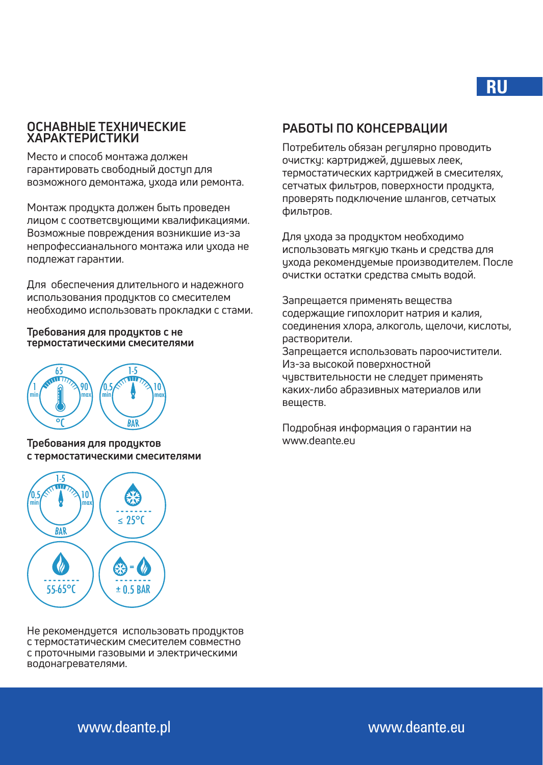## ОСНАВНЫЕ ТЕХНИЧЕСКИЕ ХАРАКТЕРИСТИКИ

Место и способ монтажа должен гарантировать свободный доступ для возможного демонтажа, ухода или ремонта.

Монтаж продукта должен быть проведен лицом с соответсвующими квалификациями. Возможные повреждения возникшие из-за непрофессианального монтажа или ухода не подлежат гарантии.

Для обеспечения длительного и надежного использования продуктов со смесителем необходимо использовать прокладки с стами.

**Требования для продуктов с не термостатическими смесителями**

65
1 min
90 max
°C

1-5
0.5 min
10 max
BAR

**Требования для продуктов с термостатическими смесителями**

1-5
0.5 min
10 max
BAR

≤ 25°C

55-65°C

± 0.5 BAR

Не рекомендуется использовать продуктов с термостатическим смесителем совместно с проточными газовыми и элктрическими водонагревателями.

## РАБОТЫ ПО КОНСЕРВАЦИИ

Потребитель обязан регулярно проводить очистку: картриджей, душевых леек, термостатических картриджей в смесителях, сетчатых фильтров, поверхности продукта, проверять подключение шлангов, сетчатых фильтров.

Для ухода за продуктом необходимо использовать мягкую ткань и средства для ухода рекомендуемые производителем. После очистки остатки средства смыть водой.

Запрещается применять вещества содержащие гипохлорит натрия и калия, соединения хлора, алкоголь, щелочи, кислоты, растворители.
Запрещается использовать пароочистители.
Из-за высокой поверхностной чувствительности не следует применять каких-либо абразивных материалов или веществ.

Подробная информация о гарантии на www.deante.eu

www.deante.pl www.deante.eu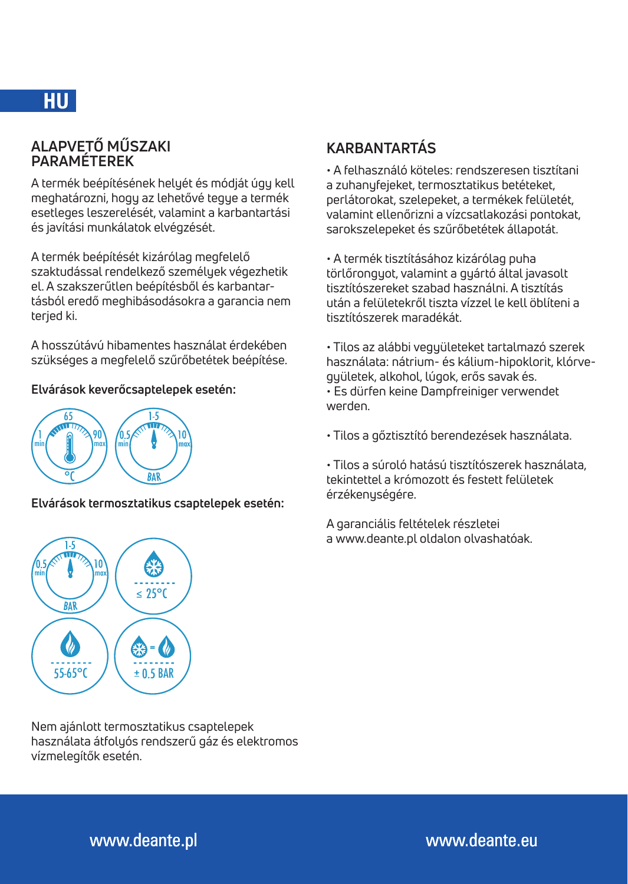HU

## ALAPVETŐ MŰSZAKI PARAMÉTEREK

A termék beépítésének helyét és módját úgy kell meghatározni, hogy az lehetővé tegye a termék esetleges leszerelését, valamint a karbantartási és javítási munkálatok elvégzését.

A termék beépítését kizárólag megfelelő szaktudással rendelkező személyek végezhetik el. A szakszerűtlen beépítésből és karbantartásból eredő meghibásodásokra a garancia nem terjed ki.

A hosszútávú hibamentes használat érdekében szükséges a megfelelő szűrőbetétek beépítése.

**Elvárások keverőcsaptelepek esetén:**

65
1 min
90 max
°C

1-5
0.5 min
10 max
BAR

**Elvárások termosztatikus csaptelepek esetén:**

1-5
0.5 min
10 max
BAR

≤ 25°C

55-65°C

± 0.5 BAR

Nem ajánlott termosztatikus csaptelepek használata átfolyós rendszerű gáz és elektromos vízmelegítők esetén.

## KARBANTARTÁS

• A felhasználó köteles: rendszeresen tisztítani a zuhanyfejeket, termosztatikus betéteket, perlátorokat, szelepeket, a termékek felületét, valamint ellenőrizni a vízcsatlakozási pontokat, sarokszelepeket és szűrőbetétek állapotát.

• A termék tisztításához kizárólag puha törlőrongyot, valamint a gyártó által javasolt tisztítószereket szabad használni. A tisztítás után a felületekről tiszta vízzel le kell öblíteni a tisztítószerek maradékát.

• Tilos az alábbi vegyületeket tartalmazó szerek használata: nátrium- és kálium-hipoklorit, klórvegyületek, alkohol, lúgok, erős savak és.
• Es dürfen keine Dampfreiniger verwendet werden.

• Tilos a gőztisztító berendezések használata.

• Tilos a súroló hatású tisztítószerek használata, tekintettel a krómozott és festett felületek érzékenységére.

A garanciális feltételek részletei a www.deante.pl oldalon olvashatóak.

www.deante.pl www.deante.eu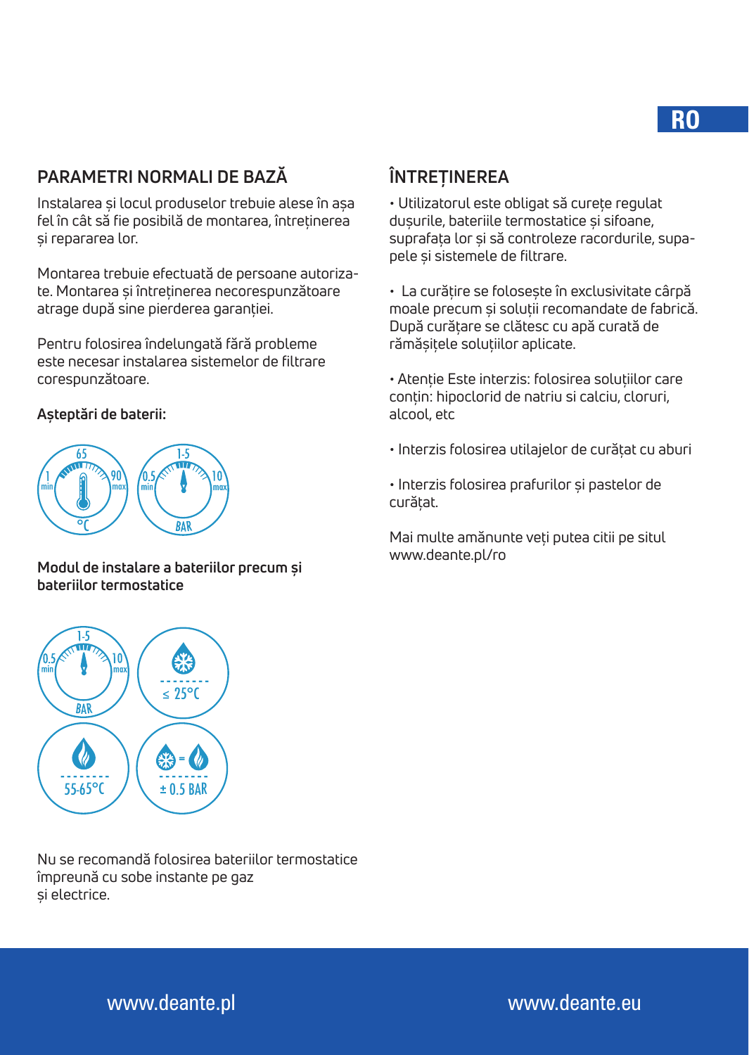## PARAMETRI NORMALI DE BAZĂ

Instalarea și locul produselor trebuie alese în așa fel în cât să fie posibilă de montarea, întreținerea și repararea lor.

Montarea trebuie efectuată de persoane autorizate. Montarea și întreținerea necorespunzătoare atrage după sine pierderea garanției.

Pentru folosirea îndelungată fără probleme este necesar instalarea sistemelor de filtrare corespunzătoare.

**Așteptări de baterii:**

65
1 min
90 max
°C

1-5
0.5 min
10 max
BAR

**Modul de instalare a bateriilor precum și bateriilor termostatice**

1-5
0.5 min
10 max
BAR

≤ 25°C

55-65°C

± 0.5 BAR

Nu se recomandă folosirea bateriilor termostatice împreună cu sobe instante pe gaz și electrice.

## ÎNTREȚINEREA

- Utilizatorul este obligat să curețe regulat dușurile, bateriile termostatice și sifoane, suprafața lor și să controleze racordurile, supapele și sistemele de filtrare.

- La curățire se folosește în exclusivitate cârpă moale precum și soluții recomandate de fabrică. După curățare se clătesc cu apă curată de rămășițele soluțiilor aplicate.

- Atenție Este interzis: folosirea soluțiilor care conțin: hipoclorid de natriu si calciu, cloruri, alcool, etc

- Interzis folosirea utilajelor de curățat cu aburi

- Interzis folosirea prafurilor și pastelor de curățat.

Mai multe amănunte veți putea citii pe situl www.deante.pl/ro

www.deante.pl www.deante.eu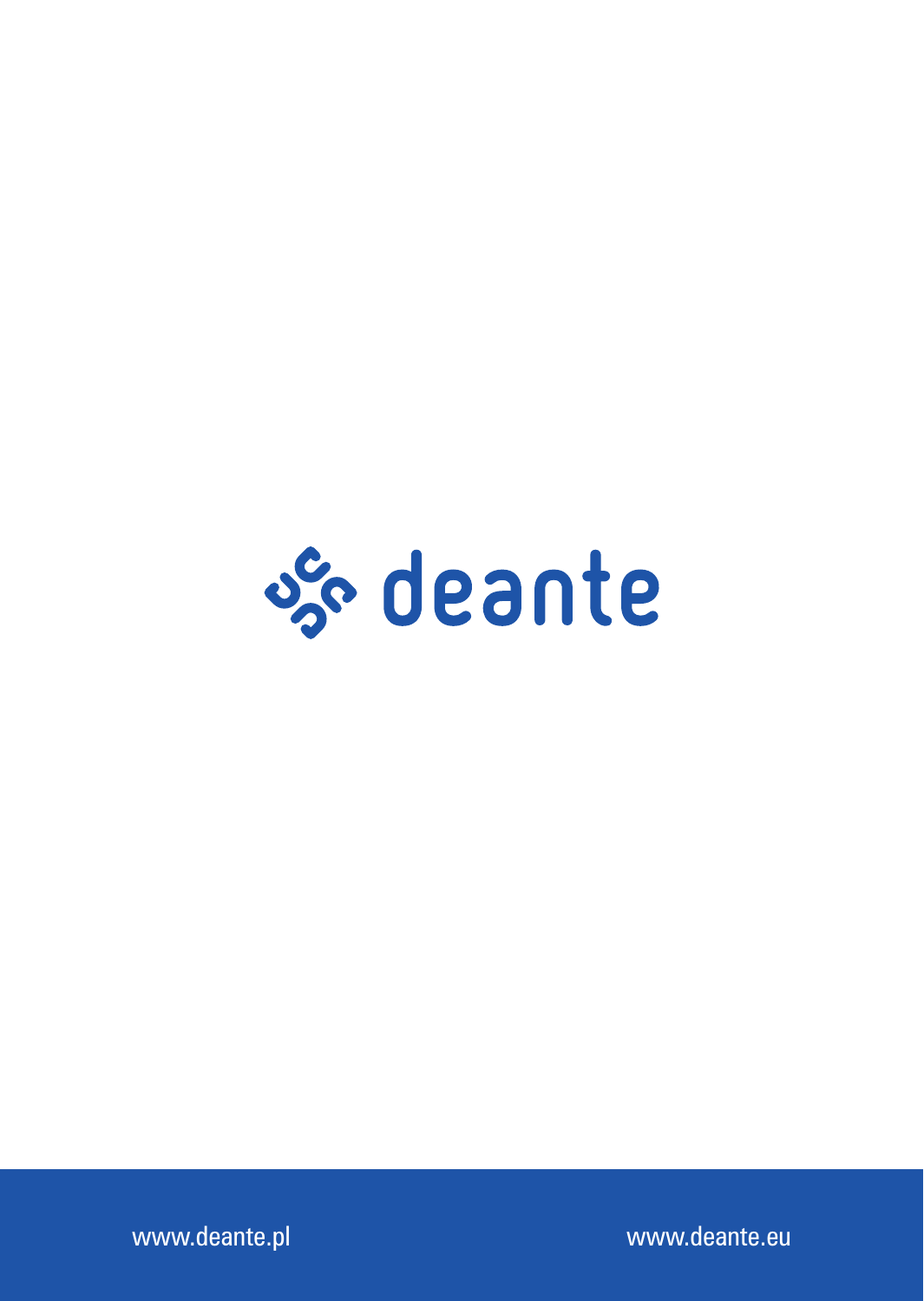deante

www.deante.pl

www.deante.eu